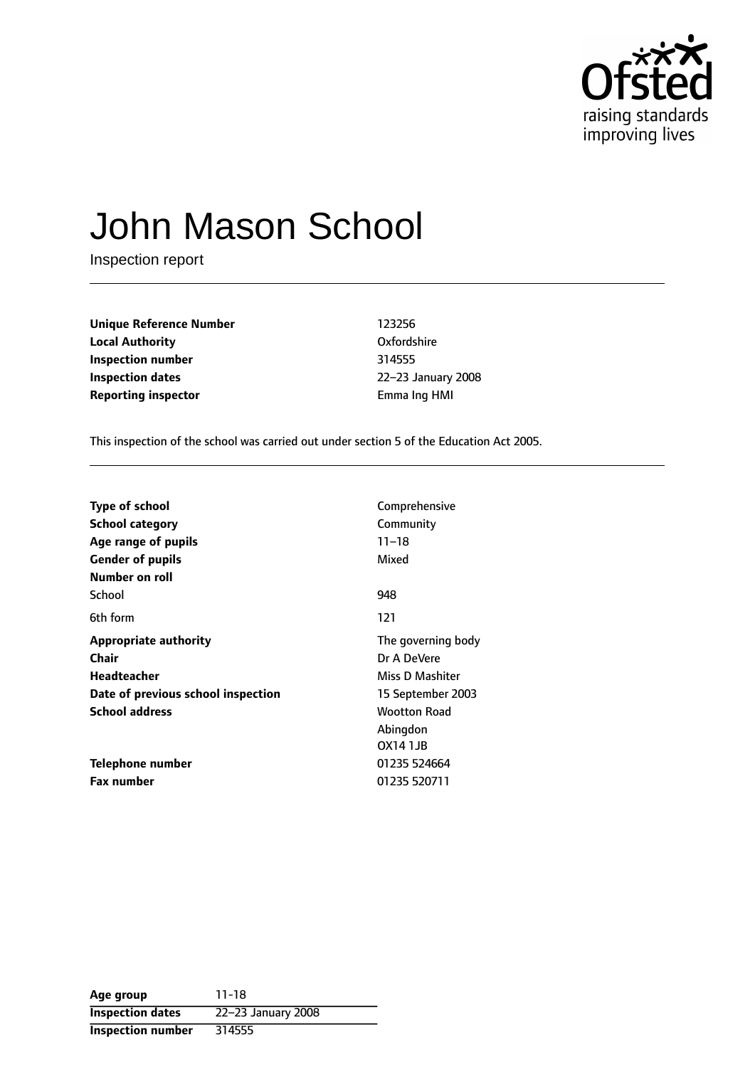# John Mason School

Inspection report

| | |
|---|---|
| **Unique Reference Number** | 123256 |
| **Local Authority** | Oxfordshire |
| **Inspection number** | 314555 |
| **Inspection dates** | 22–23 January 2008 |
| **Reporting inspector** | Emma Ing HMI |

This inspection of the school was carried out under section 5 of the Education Act 2005.

| | |
|---|---|
| **Type of school** | Comprehensive |
| **School category** | Community |
| **Age range of pupils** | 11–18 |
| **Gender of pupils** | Mixed |
| **Number on roll** | |
| School | 948 |
| 6th form | 121 |
| **Appropriate authority** | The governing body |
| **Chair** | Dr A DeVere |
| **Headteacher** | Miss D Mashiter |
| **Date of previous school inspection** | 15 September 2003 |
| **School address** | Wootton Road<br>Abingdon<br>OX14 1JB |
| **Telephone number** | 01235 524664 |
| **Fax number** | 01235 520711 |

| | |
|---|---|
| **Age group** | 11-18 |
| **Inspection dates** | 22–23 January 2008 |
| **Inspection number** | 314555 |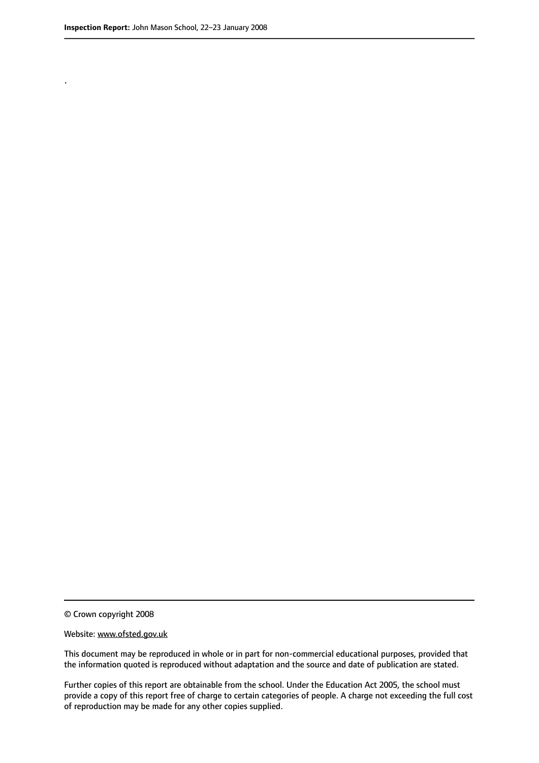.

© Crown copyright 2008

Website: www.ofsted.gov.uk

This document may be reproduced in whole or in part for non-commercial educational purposes, provided that the information quoted is reproduced without adaptation and the source and date of publication are stated.

Further copies of this report are obtainable from the school. Under the Education Act 2005, the school must provide a copy of this report free of charge to certain categories of people. A charge not exceeding the full cost of reproduction may be made for any other copies supplied.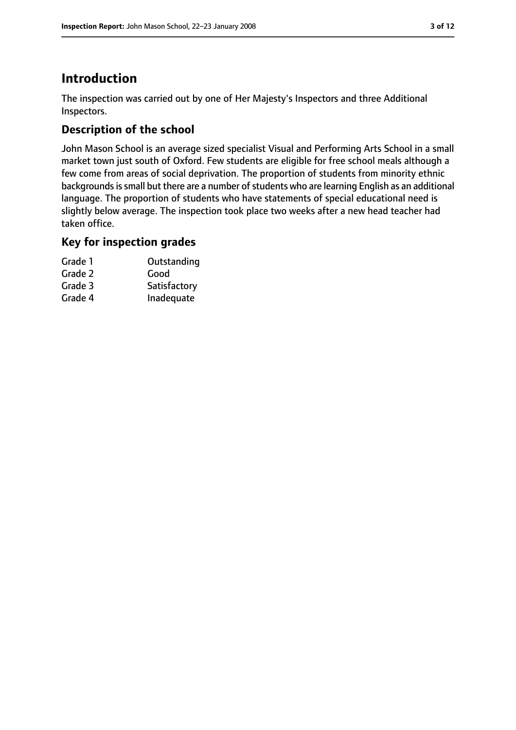# Introduction

The inspection was carried out by one of Her Majesty's Inspectors and three Additional Inspectors.

## Description of the school

John Mason School is an average sized specialist Visual and Performing Arts School in a small market town just south of Oxford. Few students are eligible for free school meals although a few come from areas of social deprivation. The proportion of students from minority ethnic backgrounds is small but there are a number of students who are learning English as an additional language. The proportion of students who have statements of special educational need is slightly below average. The inspection took place two weeks after a new head teacher had taken office.

## Key for inspection grades

| | |
|---|---|
| Grade 1 | Outstanding |
| Grade 2 | Good |
| Grade 3 | Satisfactory |
| Grade 4 | Inadequate |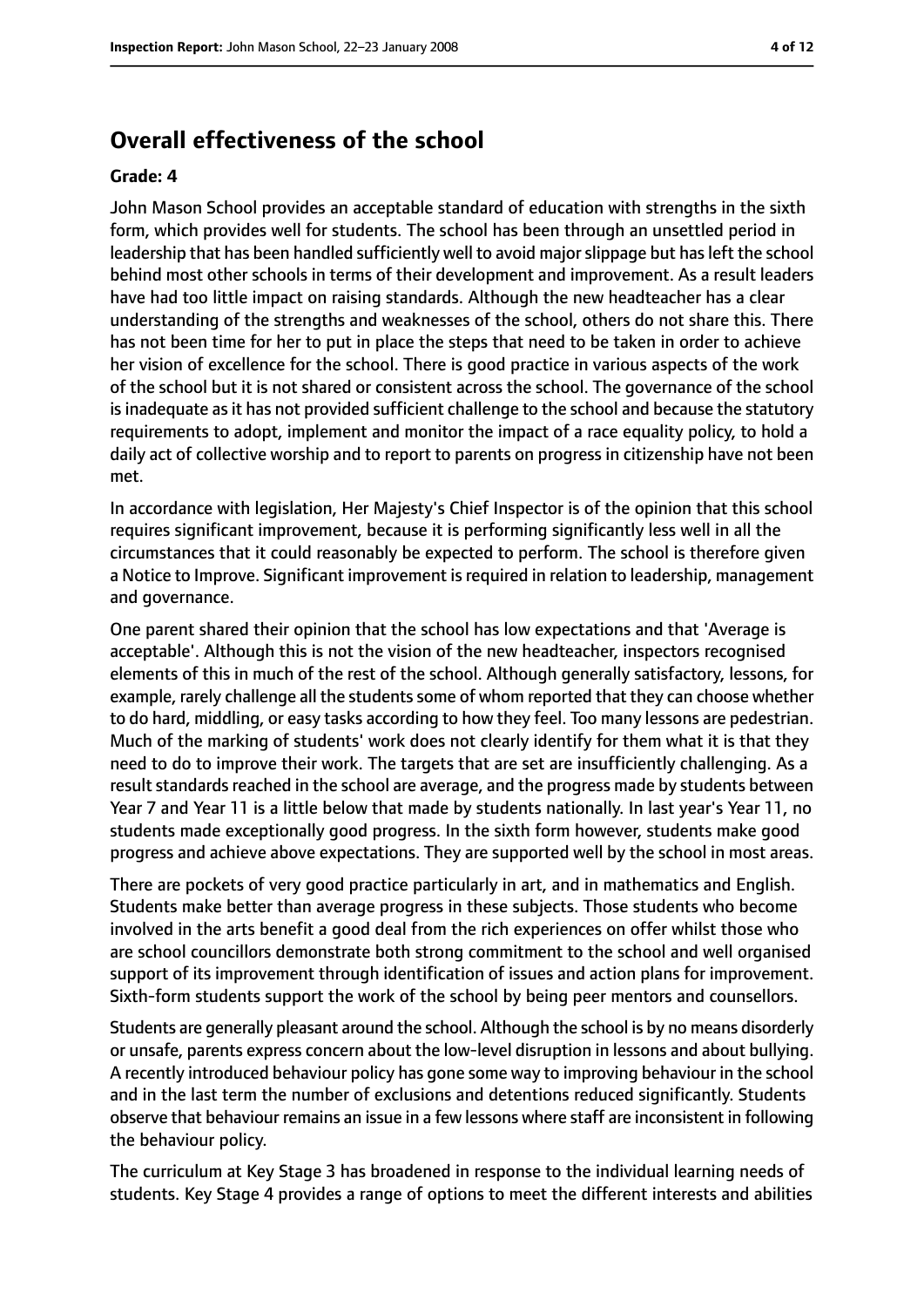## Overall effectiveness of the school

**Grade: 4**

John Mason School provides an acceptable standard of education with strengths in the sixth form, which provides well for students. The school has been through an unsettled period in leadership that has been handled sufficiently well to avoid major slippage but has left the school behind most other schools in terms of their development and improvement. As a result leaders have had too little impact on raising standards. Although the new headteacher has a clear understanding of the strengths and weaknesses of the school, others do not share this. There has not been time for her to put in place the steps that need to be taken in order to achieve her vision of excellence for the school. There is good practice in various aspects of the work of the school but it is not shared or consistent across the school. The governance of the school is inadequate as it has not provided sufficient challenge to the school and because the statutory requirements to adopt, implement and monitor the impact of a race equality policy, to hold a daily act of collective worship and to report to parents on progress in citizenship have not been met.

In accordance with legislation, Her Majesty's Chief Inspector is of the opinion that this school requires significant improvement, because it is performing significantly less well in all the circumstances that it could reasonably be expected to perform. The school is therefore given a Notice to Improve. Significant improvement is required in relation to leadership, management and governance.

One parent shared their opinion that the school has low expectations and that 'Average is acceptable'. Although this is not the vision of the new headteacher, inspectors recognised elements of this in much of the rest of the school. Although generally satisfactory, lessons, for example, rarely challenge all the students some of whom reported that they can choose whether to do hard, middling, or easy tasks according to how they feel. Too many lessons are pedestrian. Much of the marking of students' work does not clearly identify for them what it is that they need to do to improve their work. The targets that are set are insufficiently challenging. As a result standards reached in the school are average, and the progress made by students between Year 7 and Year 11 is a little below that made by students nationally. In last year's Year 11, no students made exceptionally good progress. In the sixth form however, students make good progress and achieve above expectations. They are supported well by the school in most areas.

There are pockets of very good practice particularly in art, and in mathematics and English. Students make better than average progress in these subjects. Those students who become involved in the arts benefit a good deal from the rich experiences on offer whilst those who are school councillors demonstrate both strong commitment to the school and well organised support of its improvement through identification of issues and action plans for improvement. Sixth-form students support the work of the school by being peer mentors and counsellors.

Students are generally pleasant around the school. Although the school is by no means disorderly or unsafe, parents express concern about the low-level disruption in lessons and about bullying. A recently introduced behaviour policy has gone some way to improving behaviour in the school and in the last term the number of exclusions and detentions reduced significantly. Students observe that behaviour remains an issue in a few lessons where staff are inconsistent in following the behaviour policy.

The curriculum at Key Stage 3 has broadened in response to the individual learning needs of students. Key Stage 4 provides a range of options to meet the different interests and abilities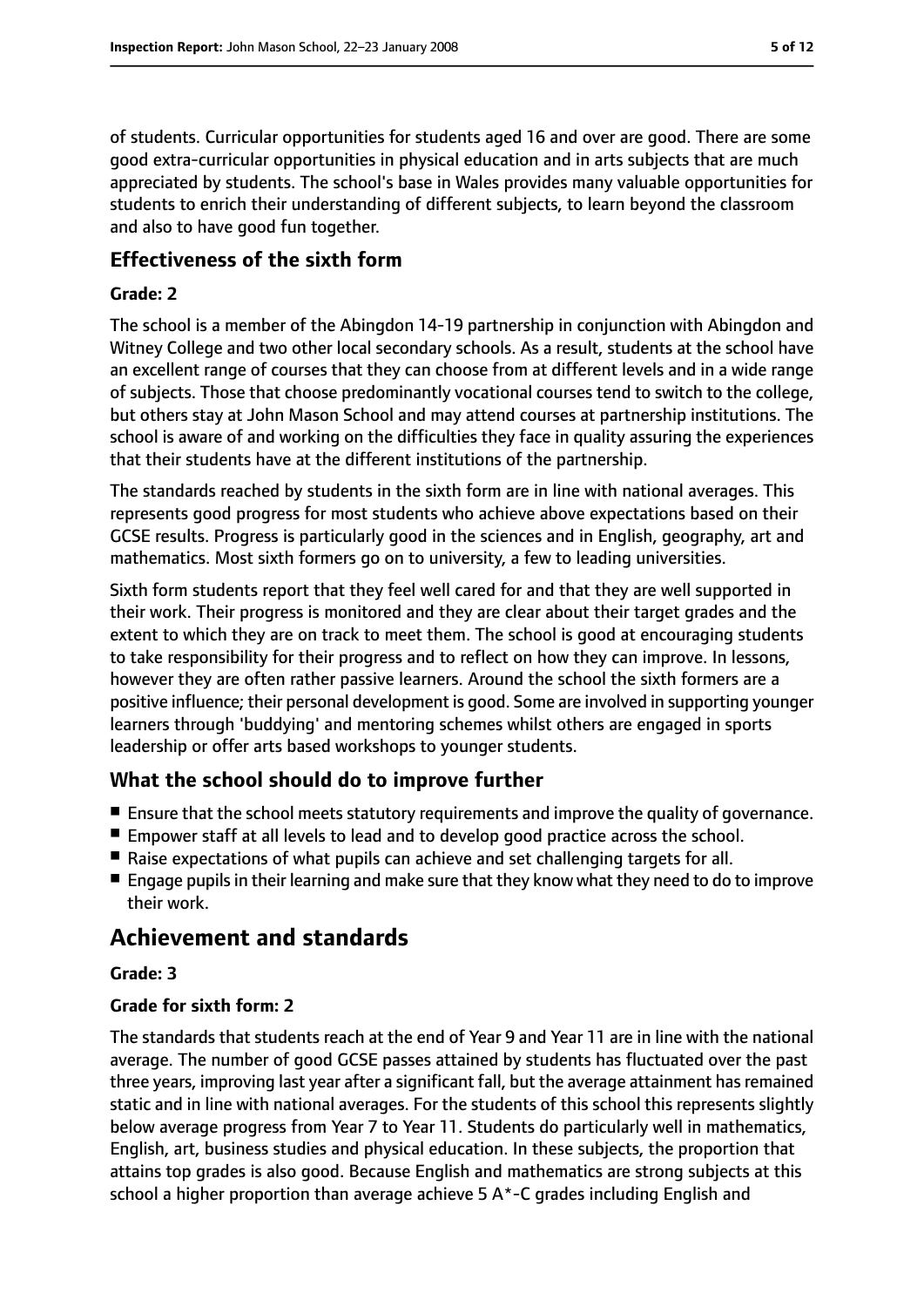of students. Curricular opportunities for students aged 16 and over are good. There are some good extra-curricular opportunities in physical education and in arts subjects that are much appreciated by students. The school's base in Wales provides many valuable opportunities for students to enrich their understanding of different subjects, to learn beyond the classroom and also to have good fun together.

### Effectiveness of the sixth form

#### Grade: 2

The school is a member of the Abingdon 14-19 partnership in conjunction with Abingdon and Witney College and two other local secondary schools. As a result, students at the school have an excellent range of courses that they can choose from at different levels and in a wide range of subjects. Those that choose predominantly vocational courses tend to switch to the college, but others stay at John Mason School and may attend courses at partnership institutions. The school is aware of and working on the difficulties they face in quality assuring the experiences that their students have at the different institutions of the partnership.

The standards reached by students in the sixth form are in line with national averages. This represents good progress for most students who achieve above expectations based on their GCSE results. Progress is particularly good in the sciences and in English, geography, art and mathematics. Most sixth formers go on to university, a few to leading universities.

Sixth form students report that they feel well cared for and that they are well supported in their work. Their progress is monitored and they are clear about their target grades and the extent to which they are on track to meet them. The school is good at encouraging students to take responsibility for their progress and to reflect on how they can improve. In lessons, however they are often rather passive learners. Around the school the sixth formers are a positive influence; their personal development is good. Some are involved in supporting younger learners through 'buddying' and mentoring schemes whilst others are engaged in sports leadership or offer arts based workshops to younger students.

### What the school should do to improve further

- Ensure that the school meets statutory requirements and improve the quality of governance.
- Empower staff at all levels to lead and to develop good practice across the school.
- Raise expectations of what pupils can achieve and set challenging targets for all.
- Engage pupils in their learning and make sure that they know what they need to do to improve their work.

## Achievement and standards

#### Grade: 3

#### Grade for sixth form: 2

The standards that students reach at the end of Year 9 and Year 11 are in line with the national average. The number of good GCSE passes attained by students has fluctuated over the past three years, improving last year after a significant fall, but the average attainment has remained static and in line with national averages. For the students of this school this represents slightly below average progress from Year 7 to Year 11. Students do particularly well in mathematics, English, art, business studies and physical education. In these subjects, the proportion that attains top grades is also good. Because English and mathematics are strong subjects at this school a higher proportion than average achieve 5 A*-C grades including English and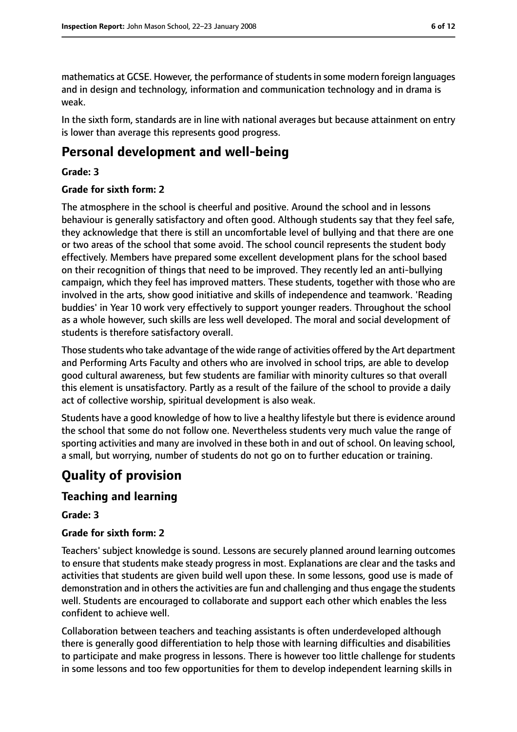mathematics at GCSE. However, the performance of students in some modern foreign languages and in design and technology, information and communication technology and in drama is weak.

In the sixth form, standards are in line with national averages but because attainment on entry is lower than average this represents good progress.

## Personal development and well-being

**Grade: 3**

**Grade for sixth form: 2**

The atmosphere in the school is cheerful and positive. Around the school and in lessons behaviour is generally satisfactory and often good. Although students say that they feel safe, they acknowledge that there is still an uncomfortable level of bullying and that there are one or two areas of the school that some avoid. The school council represents the student body effectively. Members have prepared some excellent development plans for the school based on their recognition of things that need to be improved. They recently led an anti-bullying campaign, which they feel has improved matters. These students, together with those who are involved in the arts, show good initiative and skills of independence and teamwork. 'Reading buddies' in Year 10 work very effectively to support younger readers. Throughout the school as a whole however, such skills are less well developed. The moral and social development of students is therefore satisfactory overall.

Those students who take advantage of the wide range of activities offered by the Art department and Performing Arts Faculty and others who are involved in school trips, are able to develop good cultural awareness, but few students are familiar with minority cultures so that overall this element is unsatisfactory. Partly as a result of the failure of the school to provide a daily act of collective worship, spiritual development is also weak.

Students have a good knowledge of how to live a healthy lifestyle but there is evidence around the school that some do not follow one. Nevertheless students very much value the range of sporting activities and many are involved in these both in and out of school. On leaving school, a small, but worrying, number of students do not go on to further education or training.

# Quality of provision

## Teaching and learning

**Grade: 3**

**Grade for sixth form: 2**

Teachers' subject knowledge is sound. Lessons are securely planned around learning outcomes to ensure that students make steady progress in most. Explanations are clear and the tasks and activities that students are given build well upon these. In some lessons, good use is made of demonstration and in others the activities are fun and challenging and thus engage the students well. Students are encouraged to collaborate and support each other which enables the less confident to achieve well.

Collaboration between teachers and teaching assistants is often underdeveloped although there is generally good differentiation to help those with learning difficulties and disabilities to participate and make progress in lessons. There is however too little challenge for students in some lessons and too few opportunities for them to develop independent learning skills in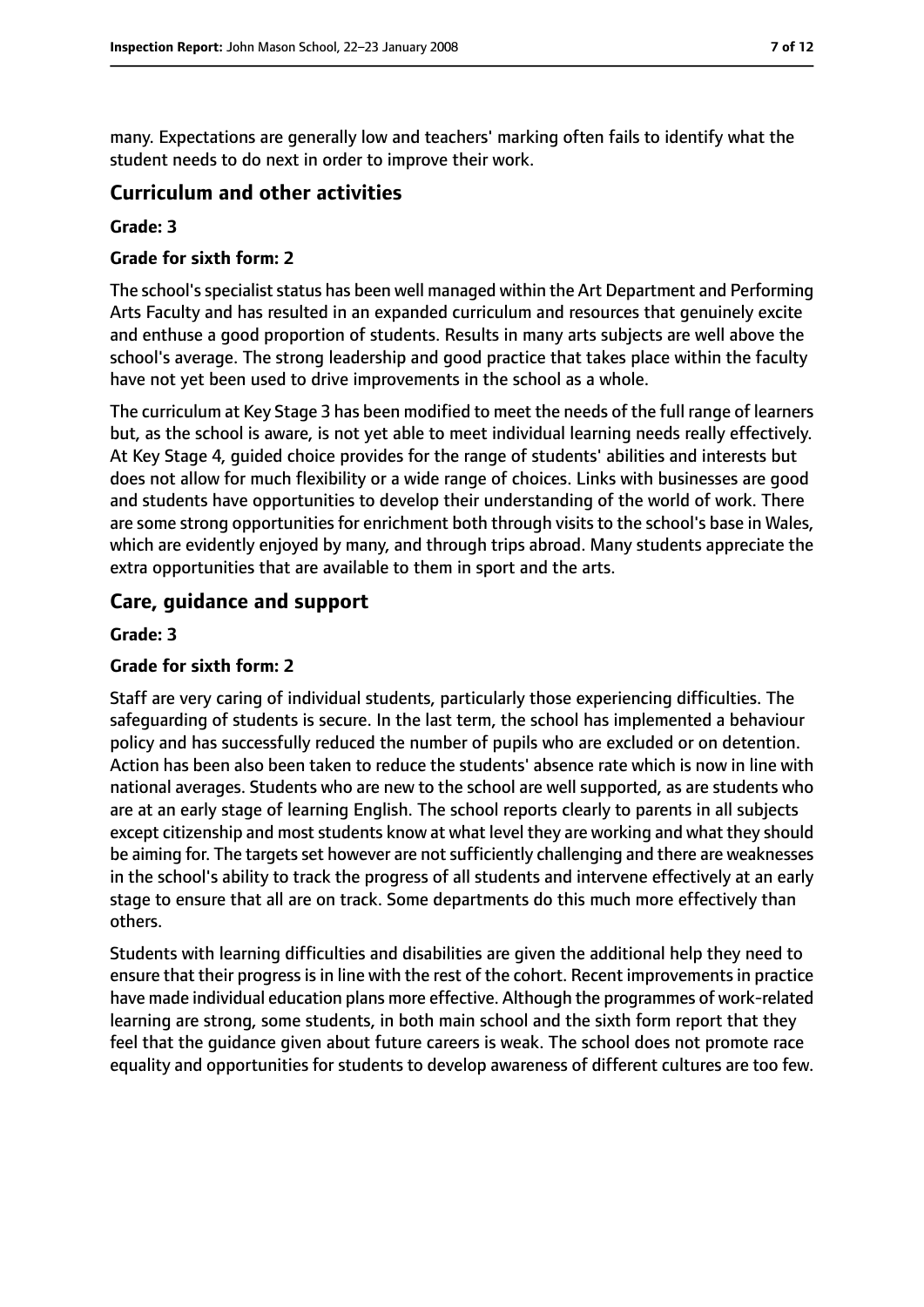many. Expectations are generally low and teachers' marking often fails to identify what the student needs to do next in order to improve their work.

## Curriculum and other activities

**Grade: 3**

**Grade for sixth form: 2**

The school's specialist status has been well managed within the Art Department and Performing Arts Faculty and has resulted in an expanded curriculum and resources that genuinely excite and enthuse a good proportion of students. Results in many arts subjects are well above the school's average. The strong leadership and good practice that takes place within the faculty have not yet been used to drive improvements in the school as a whole.

The curriculum at Key Stage 3 has been modified to meet the needs of the full range of learners but, as the school is aware, is not yet able to meet individual learning needs really effectively. At Key Stage 4, guided choice provides for the range of students' abilities and interests but does not allow for much flexibility or a wide range of choices. Links with businesses are good and students have opportunities to develop their understanding of the world of work. There are some strong opportunities for enrichment both through visits to the school's base in Wales, which are evidently enjoyed by many, and through trips abroad. Many students appreciate the extra opportunities that are available to them in sport and the arts.

## Care, guidance and support

**Grade: 3**

**Grade for sixth form: 2**

Staff are very caring of individual students, particularly those experiencing difficulties. The safeguarding of students is secure. In the last term, the school has implemented a behaviour policy and has successfully reduced the number of pupils who are excluded or on detention. Action has been also been taken to reduce the students' absence rate which is now in line with national averages. Students who are new to the school are well supported, as are students who are at an early stage of learning English. The school reports clearly to parents in all subjects except citizenship and most students know at what level they are working and what they should be aiming for. The targets set however are not sufficiently challenging and there are weaknesses in the school's ability to track the progress of all students and intervene effectively at an early stage to ensure that all are on track. Some departments do this much more effectively than others.

Students with learning difficulties and disabilities are given the additional help they need to ensure that their progress is in line with the rest of the cohort. Recent improvements in practice have made individual education plans more effective. Although the programmes of work-related learning are strong, some students, in both main school and the sixth form report that they feel that the guidance given about future careers is weak. The school does not promote race equality and opportunities for students to develop awareness of different cultures are too few.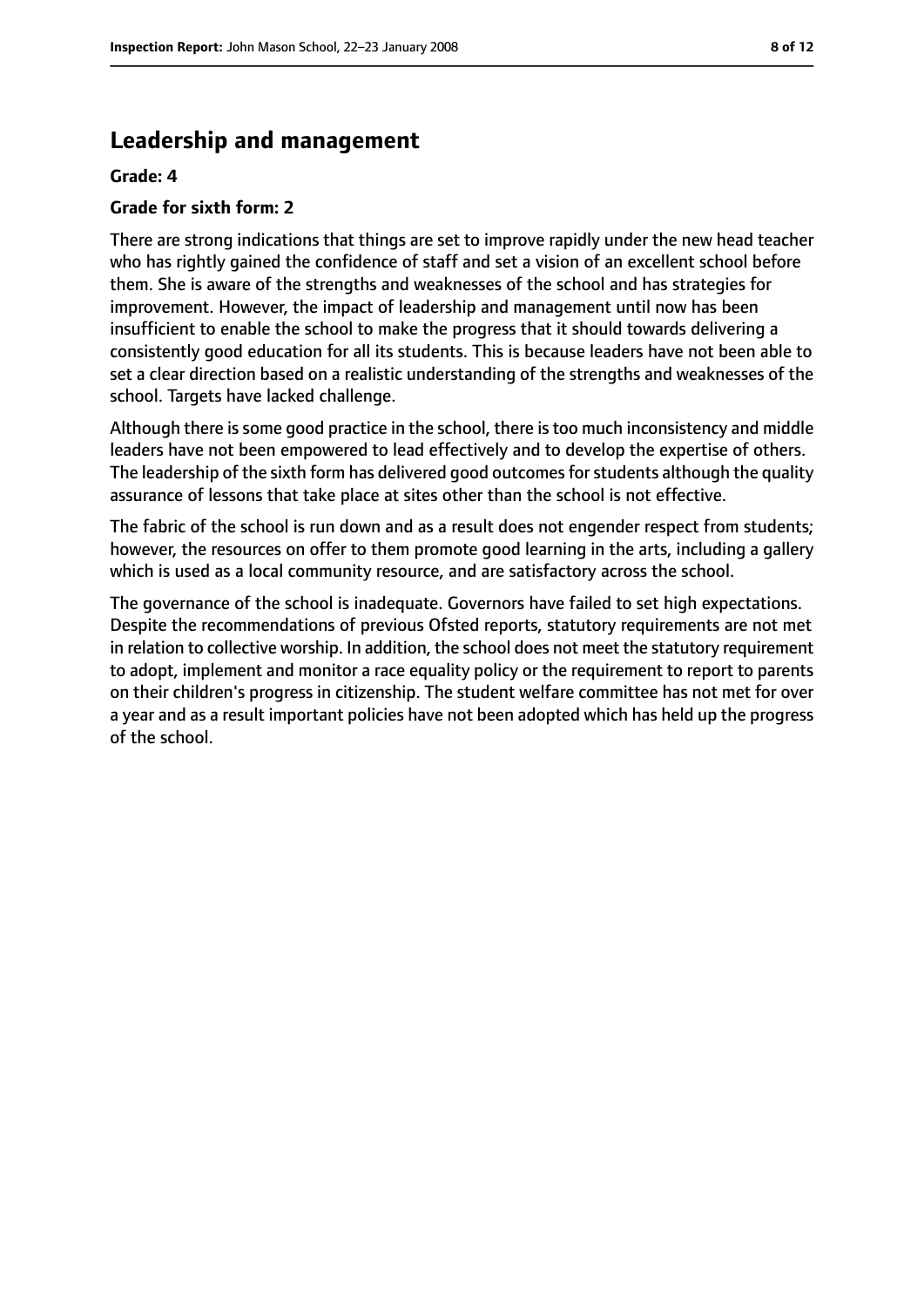## Leadership and management

**Grade: 4**

**Grade for sixth form: 2**

There are strong indications that things are set to improve rapidly under the new head teacher who has rightly gained the confidence of staff and set a vision of an excellent school before them. She is aware of the strengths and weaknesses of the school and has strategies for improvement. However, the impact of leadership and management until now has been insufficient to enable the school to make the progress that it should towards delivering a consistently good education for all its students. This is because leaders have not been able to set a clear direction based on a realistic understanding of the strengths and weaknesses of the school. Targets have lacked challenge.

Although there is some good practice in the school, there is too much inconsistency and middle leaders have not been empowered to lead effectively and to develop the expertise of others. The leadership of the sixth form has delivered good outcomes for students although the quality assurance of lessons that take place at sites other than the school is not effective.

The fabric of the school is run down and as a result does not engender respect from students; however, the resources on offer to them promote good learning in the arts, including a gallery which is used as a local community resource, and are satisfactory across the school.

The governance of the school is inadequate. Governors have failed to set high expectations. Despite the recommendations of previous Ofsted reports, statutory requirements are not met in relation to collective worship. In addition, the school does not meet the statutory requirement to adopt, implement and monitor a race equality policy or the requirement to report to parents on their children's progress in citizenship. The student welfare committee has not met for over a year and as a result important policies have not been adopted which has held up the progress of the school.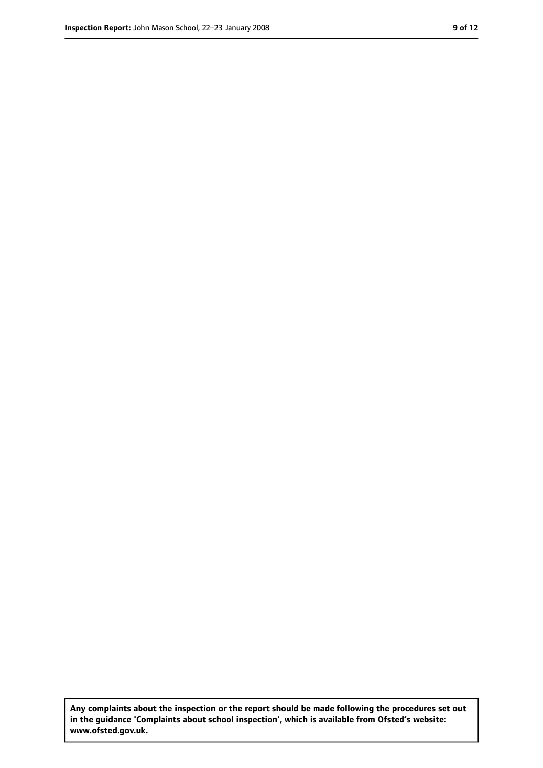**Any complaints about the inspection or the report should be made following the procedures set out in the guidance 'Complaints about school inspection', which is available from Ofsted's website: www.ofsted.gov.uk.**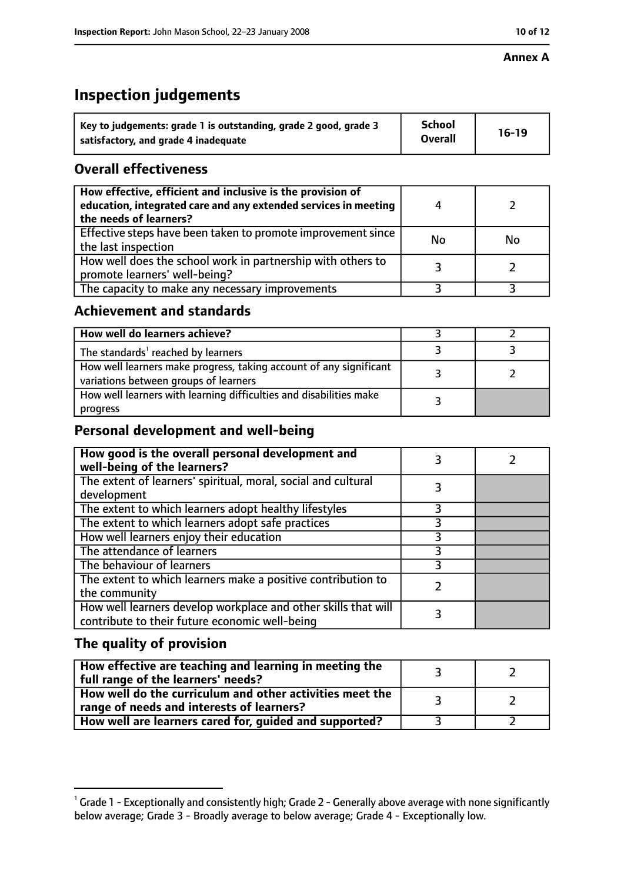**Annex A**

# Inspection judgements

| Key to judgements: grade 1 is outstanding, grade 2 good, grade 3 satisfactory, and grade 4 inadequate | School Overall | 16-19 |
|---|---|---|

## Overall effectiveness

| | | |
|---|---|---|
| How effective, efficient and inclusive is the provision of education, integrated care and any extended services in meeting the needs of learners? | 4 | 2 |
| Effective steps have been taken to promote improvement since the last inspection | No | No |
| How well does the school work in partnership with others to promote learners' well-being? | 3 | 2 |
| The capacity to make any necessary improvements | 3 | 3 |

## Achievement and standards

| | | |
|---|---|---|
| **How well do learners achieve?** | 3 | 2 |
| The standards[1] reached by learners | 3 | 3 |
| How well learners make progress, taking account of any significant variations between groups of learners | 3 | 2 |
| How well learners with learning difficulties and disabilities make progress | 3 | |

## Personal development and well-being

| | | |
|---|---|---|
| **How good is the overall personal development and well-being of the learners?** | 3 | 2 |
| The extent of learners' spiritual, moral, social and cultural development | 3 | |
| The extent to which learners adopt healthy lifestyles | 3 | |
| The extent to which learners adopt safe practices | 3 | |
| How well learners enjoy their education | 3 | |
| The attendance of learners | 3 | |
| The behaviour of learners | 3 | |
| The extent to which learners make a positive contribution to the community | 2 | |
| How well learners develop workplace and other skills that will contribute to their future economic well-being | 3 | |

## The quality of provision

| | | |
|---|---|---|
| **How effective are teaching and learning in meeting the full range of the learners' needs?** | 3 | 2 |
| **How well do the curriculum and other activities meet the range of needs and interests of learners?** | 3 | 2 |
| **How well are learners cared for, guided and supported?** | 3 | 2 |

[1] Grade 1 - Exceptionally and consistently high; Grade 2 - Generally above average with none significantly below average; Grade 3 - Broadly average to below average; Grade 4 - Exceptionally low.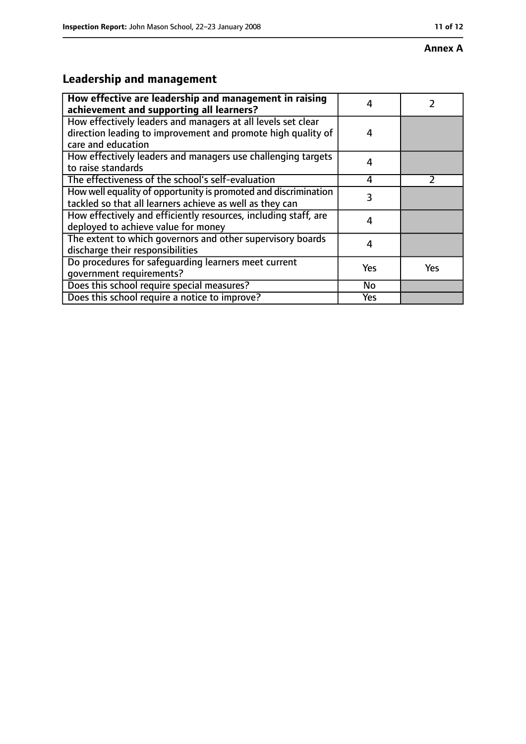**Annex A**

## Leadership and management

| **How effective are leadership and management in raising achievement and supporting all learners?** | 4 | 2 |
|---|---|---|
| How effectively leaders and managers at all levels set clear direction leading to improvement and promote high quality of care and education | 4 | |
| How effectively leaders and managers use challenging targets to raise standards | 4 | |
| The effectiveness of the school's self-evaluation | 4 | 2 |
| How well equality of opportunity is promoted and discrimination tackled so that all learners achieve as well as they can | 3 | |
| How effectively and efficiently resources, including staff, are deployed to achieve value for money | 4 | |
| The extent to which governors and other supervisory boards discharge their responsibilities | 4 | |
| Do procedures for safeguarding learners meet current government requirements? | Yes | Yes |
| Does this school require special measures? | No | |
| Does this school require a notice to improve? | Yes | |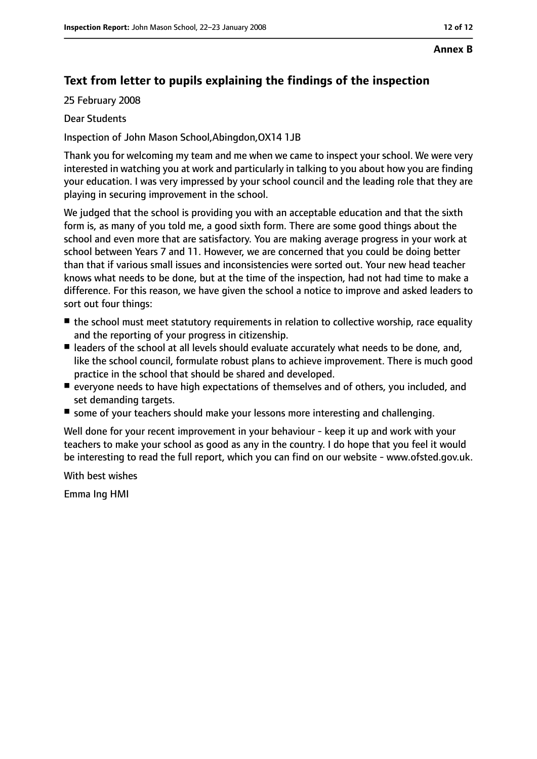**Annex B**

## Text from letter to pupils explaining the findings of the inspection

25 February 2008

Dear Students

Inspection of John Mason School,Abingdon,OX14 1JB

Thank you for welcoming my team and me when we came to inspect your school. We were very interested in watching you at work and particularly in talking to you about how you are finding your education. I was very impressed by your school council and the leading role that they are playing in securing improvement in the school.

We judged that the school is providing you with an acceptable education and that the sixth form is, as many of you told me, a good sixth form. There are some good things about the school and even more that are satisfactory. You are making average progress in your work at school between Years 7 and 11. However, we are concerned that you could be doing better than that if various small issues and inconsistencies were sorted out. Your new head teacher knows what needs to be done, but at the time of the inspection, had not had time to make a difference. For this reason, we have given the school a notice to improve and asked leaders to sort out four things:

- the school must meet statutory requirements in relation to collective worship, race equality and the reporting of your progress in citizenship.
- leaders of the school at all levels should evaluate accurately what needs to be done, and, like the school council, formulate robust plans to achieve improvement. There is much good practice in the school that should be shared and developed.
- everyone needs to have high expectations of themselves and of others, you included, and set demanding targets.
- some of your teachers should make your lessons more interesting and challenging.

Well done for your recent improvement in your behaviour - keep it up and work with your teachers to make your school as good as any in the country. I do hope that you feel it would be interesting to read the full report, which you can find on our website - www.ofsted.gov.uk.

With best wishes

Emma Ing HMI